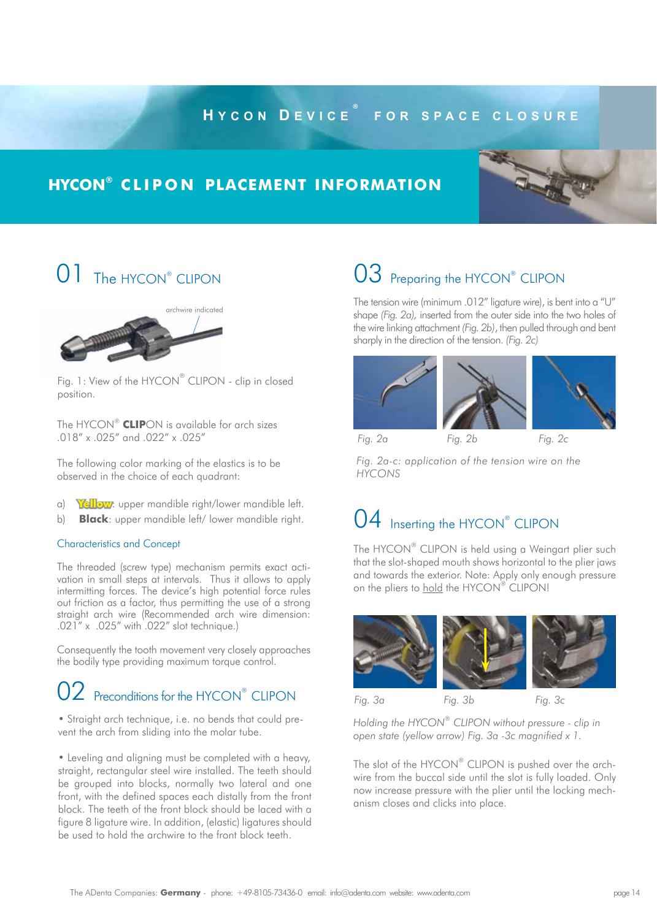# HYCON DEVICE® FOR SPACE CLOSURE

## HYCON® CLIPON PLACEMENT INFORMATION

## 01 The HYCON® CLIPON

archwire indicated

Fig. 1: View of the HYCON® CLIPON - clip in closed position.

The HYCON® **CLIP**ON is available for arch sizes .018" x .025" and .022" x .025"

The following color marking of the elastics is to be observed in the choice of each quadrant:

a) **Yellow**: upper mandible right/lower mandible left.
b) **Black**: upper mandible left/ lower mandible right.

### Characteristics and Concept

The threaded (screw type) mechanism permits exact activation in small steps at intervals. Thus it allows to apply intermitting forces. The device's high potential force rules out friction as a factor, thus permitting the use of a strong straight arch wire (Recommended arch wire dimension: .021" x .025" with .022" slot technique.)

Consequently the tooth movement very closely approaches the bodily type providing maximum torque control.

## 02 Preconditions for the HYCON® CLIPON

• Straight arch technique, i.e. no bends that could prevent the arch from sliding into the molar tube.

• Leveling and aligning must be completed with a heavy, straight, rectangular steel wire installed. The teeth should be grouped into blocks, normally two lateral and one front, with the defined spaces each distally from the front block. The teeth of the front block should be laced with a figure 8 ligature wire. In addition, (elastic) ligatures should be used to hold the archwire to the front block teeth.

## 03 Preparing the HYCON® CLIPON

The tension wire (minimum .012" ligature wire), is bent into a "U" shape *(Fig. 2a)*, inserted from the outer side into the two holes of the wire linking attachment *(Fig. 2b)*, then pulled through and bent sharply in the direction of the tension. *(Fig. 2c)*

*Fig. 2a* *Fig. 2b* *Fig. 2c*

*Fig. 2a-c: application of the tension wire on the HYCONS*

## 04 Inserting the HYCON® CLIPON

The HYCON® CLIPON is held using a Weingart plier such that the slot-shaped mouth shows horizontal to the plier jaws and towards the exterior. Note: Apply only enough pressure on the pliers to hold the HYCON® CLIPON!

*Fig. 3a* *Fig. 3b* *Fig. 3c*

*Holding the HYCON® CLIPON without pressure - clip in open state (yellow arrow) Fig. 3a -3c magnified x 1.*

The slot of the HYCON® CLIPON is pushed over the archwire from the buccal side until the slot is fully loaded. Only now increase pressure with the plier until the locking mechanism closes and clicks into place.

The ADenta Companies: **Germany** - phone: +49-8105-73436-0 email: info@adenta.com website: www.adenta.com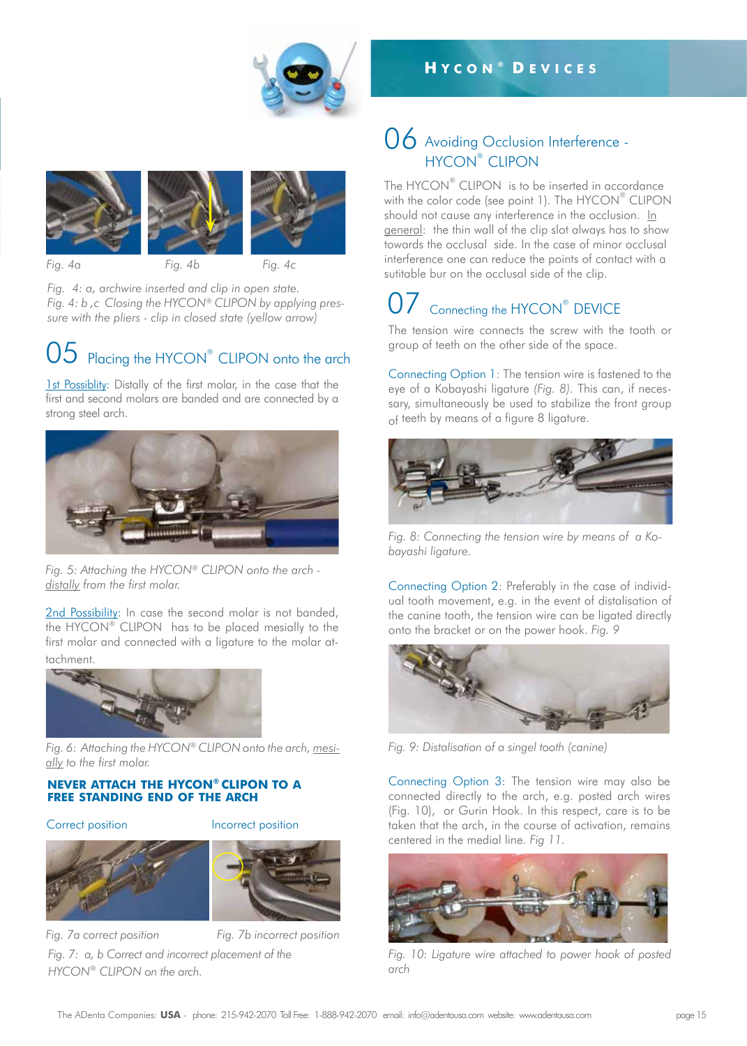# HYCON® DEVICES

Fig. 4a Fig. 4b Fig. 4c

*Fig. 4: a, archwire inserted and clip in open state.*
*Fig. 4: b ,c Closing the HYCON® CLIPON by applying pressure with the pliers - clip in closed state (yellow arrow)*

## 05 Placing the HYCON® CLIPON onto the arch

1st Possiblity: Distally of the first molar, in the case that the first and second molars are banded and are connected by a strong steel arch.

*Fig. 5: Attaching the HYCON® CLIPON onto the arch - distally from the first molar.*

2nd Possibility: In case the second molar is not banded, the HYCON® CLIPON has to be placed mesially to the first molar and connected with a ligature to the molar attachment.

*Fig. 6: Attaching the HYCON® CLIPON onto the arch, mesially to the first molar.*

**NEVER ATTACH THE HYCON® CLIPON TO A FREE STANDING END OF THE ARCH**

Correct position Incorrect position

Fig. 7a correct position Fig. 7b incorrect position

*Fig. 7: a, b Correct and incorrect placement of the HYCON® CLIPON on the arch.*

## 06 Avoiding Occlusion Interference - HYCON® CLIPON

The HYCON® CLIPON is to be inserted in accordance with the color code (see point 1). The HYCON® CLIPON should not cause any interference in the occlusion. In general: the thin wall of the clip slot always has to show towards the occlusal side. In the case of minor occlusal interference one can reduce the points of contact with a sutitable bur on the occlusal side of the clip.

## 07 Connecting the HYCON® DEVICE

The tension wire connects the screw with the tooth or group of teeth on the other side of the space.

Connecting Option 1: The tension wire is fastened to the eye of a Kobayashi ligature *(Fig. 8)*. This can, if necessary, simultaneously be used to stabilize the front group of teeth by means of a figure 8 ligature.

*Fig. 8: Connecting the tension wire by means of a Kobayashi ligature.*

Connecting Option 2: Preferably in the case of individual tooth movement, e.g. in the event of distalisation of the canine tooth, the tension wire can be ligated directly onto the bracket or on the power hook. *Fig. 9*

*Fig. 9: Distalisation of a singel tooth (canine)*

Connecting Option 3: The tension wire may also be connected directly to the arch, e.g. posted arch wires (Fig. 10), or Gurin Hook. In this respect, care is to be taken that the arch, in the course of activation, remains centered in the medial line. *Fig 11.*

*Fig. 10: Ligature wire attached to power hook of posted arch*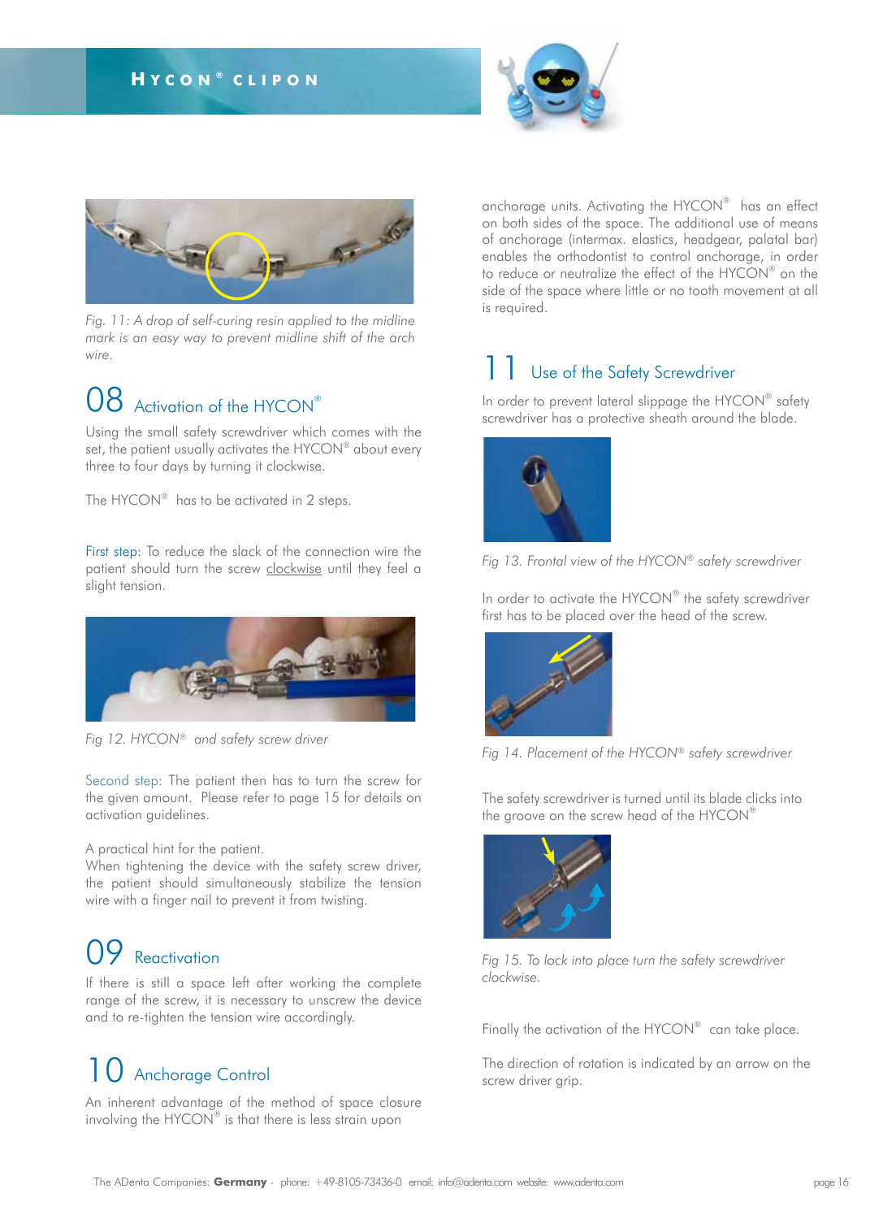Fig. 11: A drop of self-curing resin applied to the midline mark is an easy way to prevent midline shift of the arch wire.

## 08 Activation of the HYCON®

Using the small safety screwdriver which comes with the set, the patient usually activates the HYCON® about every three to four days by turning it clockwise.

The HYCON® has to be activated in 2 steps.

First step: To reduce the slack of the connection wire the patient should turn the screw clockwise until they feel a slight tension.

Fig 12. HYCON® and safety screw driver

Second step: The patient then has to turn the screw for the given amount. Please refer to page 15 for details on activation guidelines.

A practical hint for the patient.
When tightening the device with the safety screw driver, the patient should simultaneously stabilize the tension wire with a finger nail to prevent it from twisting.

## 09 Reactivation

If there is still a space left after working the complete range of the screw, it is necessary to unscrew the device and to re-tighten the tension wire accordingly.

## 10 Anchorage Control

An inherent advantage of the method of space closure involving the HYCON® is that there is less strain upon anchorage units. Activating the HYCON® has an effect on both sides of the space. The additional use of means of anchorage (intermax. elastics, headgear, palatal bar) enables the orthodontist to control anchorage, in order to reduce or neutralize the effect of the HYCON® on the side of the space where little or no tooth movement at all is required.

## 11 Use of the Safety Screwdriver

In order to prevent lateral slippage the HYCON® safety screwdriver has a protective sheath around the blade.

Fig 13. Frontal view of the HYCON® safety screwdriver

In order to activate the HYCON® the safety screwdriver first has to be placed over the head of the screw.

Fig 14. Placement of the HYCON® safety screwdriver

The safety screwdriver is turned until its blade clicks into the groove on the screw head of the HYCON®

Fig 15. To lock into place turn the safety screwdriver clockwise.

Finally the activation of the HYCON® can take place.

The direction of rotation is indicated by an arrow on the screw driver grip.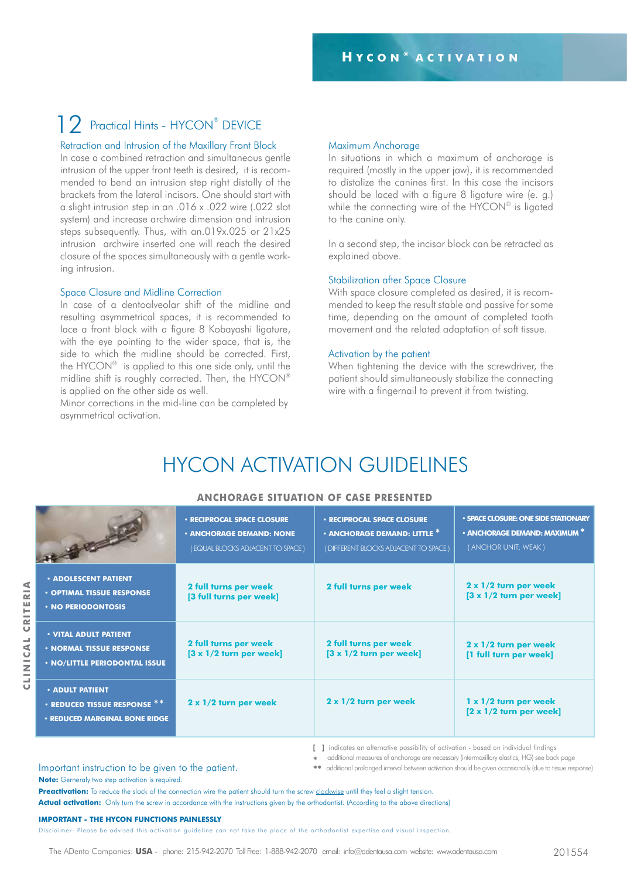# 12 Practical Hints - HYCON® DEVICE

### Retraction and Intrusion of the Maxillary Front Block

In case a combined retraction and simultaneous gentle intrusion of the upper front teeth is desired, it is recommended to bend an intrusion step right distally of the brackets from the lateral incisors. One should start with a slight intrusion step in an .016 x .022 wire (.022 slot system) and increase archwire dimension and intrusion steps subsequently. Thus, with an.019x.025 or 21x25 intrusion archwire inserted one will reach the desired closure of the spaces simultaneously with a gentle working intrusion.

### Space Closure and Midline Correction

In case of a dentoalveolar shift of the midline and resulting asymmetrical spaces, it is recommended to lace a front block with a figure 8 Kobayashi ligature, with the eye pointing to the wider space, that is, the side to which the midline should be corrected. First, the HYCON® is applied to this one side only, until the midline shift is roughly corrected. Then, the HYCON® is applied on the other side as well.

Minor corrections in the mid-line can be completed by asymmetrical activation.

### Maximum Anchorage

In situations in which a maximum of anchorage is required (mostly in the upper jaw), it is recommended to distalize the canines first. In this case the incisors should be laced with a figure 8 ligature wire (e. g.) while the connecting wire of the HYCON® is ligated to the canine only.

In a second step, the incisor block can be retracted as explained above.

### Stabilization after Space Closure

With space closure completed as desired, it is recommended to keep the result stable and passive for some time, depending on the amount of completed tooth movement and the related adaptation of soft tissue.

### Activation by the patient

When tightening the device with the screwdriver, the patient should simultaneously stabilize the connecting wire with a fingernail to prevent it from twisting.

# HYCON ACTIVATION GUIDELINES

**ANCHORAGE SITUATION OF CASE PRESENTED**

| CLINICAL CRITERIA | • RECIPROCAL SPACE CLOSURE • ANCHORAGE DEMAND: NONE (EQUAL BLOCKS ADJACENT TO SPACE) | • RECIPROCAL SPACE CLOSURE • ANCHORAGE DEMAND: LITTLE * (DIFFERENT BLOCKS ADJACENT TO SPACE) | • SPACE CLOSURE: ONE SIDE STATIONARY • ANCHORAGE DEMAND: MAXIMUM * (ANCHOR UNIT: WEAK) |
|---|---|---|---|
| • ADOLESCENT PATIENT • OPTIMAL TISSUE RESPONSE • NO PERIODONTOSIS | 2 full turns per week [3 full turns per week] | 2 full turns per week | 2 x 1/2 turn per week [3 x 1/2 turn per week] |
| • VITAL ADULT PATIENT • NORMAL TISSUE RESPONSE • NO/LITTLE PERIODONTAL ISSUE | 2 full turns per week [3 x 1/2 turn per week] | 2 full turns per week [3 x 1/2 turn per week] | 2 x 1/2 turn per week [1 full turn per week] |
| • ADULT PATIENT • REDUCED TISSUE RESPONSE ** • REDUCED MARGINAL BONE RIDGE | 2 x 1/2 turn per week | 2 x 1/2 turn per week | 1 x 1/2 turn per week [2 x 1/2 turn per week] |

[ ] indicates an alternative possibility of activation - based on individual findings

* additional measures of anchorage are necessary (intermaxillary elastics, HG) see back page

** additional prolonged interval between activation should be given occasionally (due to tissue response)

### Important instruction to be given to the patient.

**Note:** Generaly two step activation is required.

**Preactivation:** To reduce the slack of the connection wire the patient should turn the screw clockwise until they feel a slight tension.

**Actual activation:** Only turn the screw in accordance with the instructions given by the orthodontist. (According to the above directions)

**IMPORTANT - THE HYCON FUNCTIONS PAINLESSLY**

Disclaimer: Please be advised this activation guideline can not take the place of the orthodontist expertise and visual inspection.

The ADenta Companies: **USA** - phone: 215-942-2070 Toll Free: 1-888-942-2070 email: info@adentausa.com website: www.adentausa.com

201554